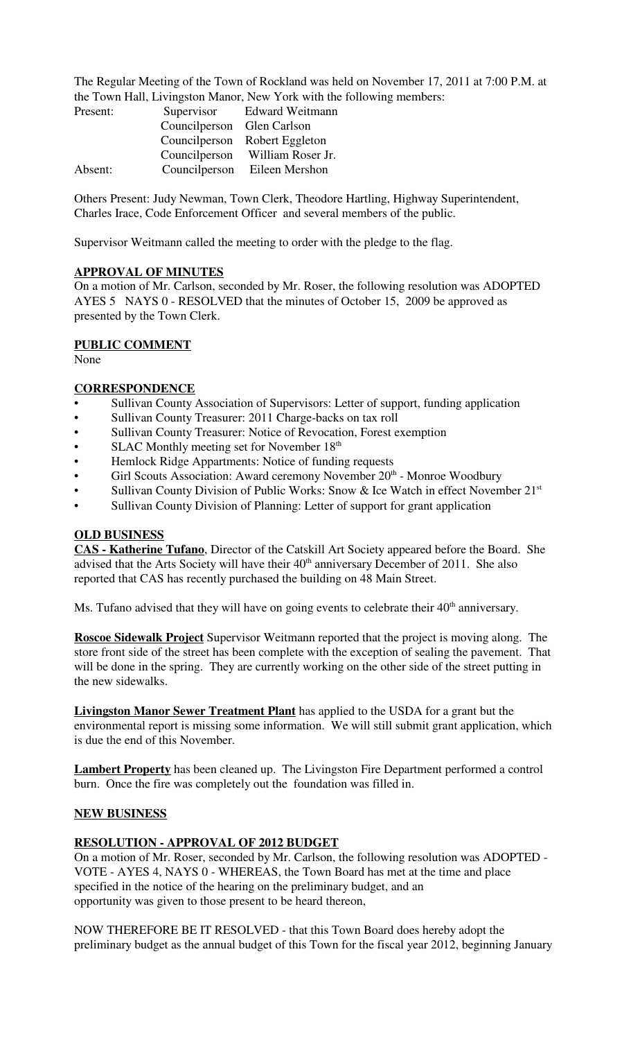The Regular Meeting of the Town of Rockland was held on November 17, 2011 at 7:00 P.M. at the Town Hall, Livingston Manor, New York with the following members:

| | | |
|---|---|---|
| Present: | Supervisor | Edward Weitmann |
| | Councilperson | Glen Carlson |
| | Councilperson | Robert Eggleton |
| | Councilperson | William Roser Jr. |
| Absent: | Councilperson | Eileen Mershon |

Others Present: Judy Newman, Town Clerk, Theodore Hartling, Highway Superintendent, Charles Irace, Code Enforcement Officer and several members of the public.

Supervisor Weitmann called the meeting to order with the pledge to the flag.

## APPROVAL OF MINUTES

On a motion of Mr. Carlson, seconded by Mr. Roser, the following resolution was ADOPTED AYES 5 NAYS 0 - RESOLVED that the minutes of October 15, 2009 be approved as presented by the Town Clerk.

## PUBLIC COMMENT

None

## CORRESPONDENCE

- Sullivan County Association of Supervisors: Letter of support, funding application
- Sullivan County Treasurer: 2011 Charge-backs on tax roll
- Sullivan County Treasurer: Notice of Revocation, Forest exemption
- SLAC Monthly meeting set for November 18th
- Hemlock Ridge Appartments: Notice of funding requests
- Girl Scouts Association: Award ceremony November 20th - Monroe Woodbury
- Sullivan County Division of Public Works: Snow & Ice Watch in effect November 21st
- Sullivan County Division of Planning: Letter of support for grant application

## OLD BUSINESS

**CAS - Katherine Tufano**, Director of the Catskill Art Society appeared before the Board. She advised that the Arts Society will have their 40th anniversary December of 2011. She also reported that CAS has recently purchased the building on 48 Main Street.

Ms. Tufano advised that they will have on going events to celebrate their 40th anniversary.

**Roscoe Sidewalk Project** Supervisor Weitmann reported that the project is moving along. The store front side of the street has been complete with the exception of sealing the pavement. That will be done in the spring. They are currently working on the other side of the street putting in the new sidewalks.

**Livingston Manor Sewer Treatment Plant** has applied to the USDA for a grant but the environmental report is missing some information. We will still submit grant application, which is due the end of this November.

**Lambert Property** has been cleaned up. The Livingston Fire Department performed a control burn. Once the fire was completely out the foundation was filled in.

## NEW BUSINESS

### RESOLUTION - APPROVAL OF 2012 BUDGET

On a motion of Mr. Roser, seconded by Mr. Carlson, the following resolution was ADOPTED - VOTE - AYES 4, NAYS 0 - WHEREAS, the Town Board has met at the time and place specified in the notice of the hearing on the preliminary budget, and an opportunity was given to those present to be heard thereon,

NOW THEREFORE BE IT RESOLVED - that this Town Board does hereby adopt the preliminary budget as the annual budget of this Town for the fiscal year 2012, beginning January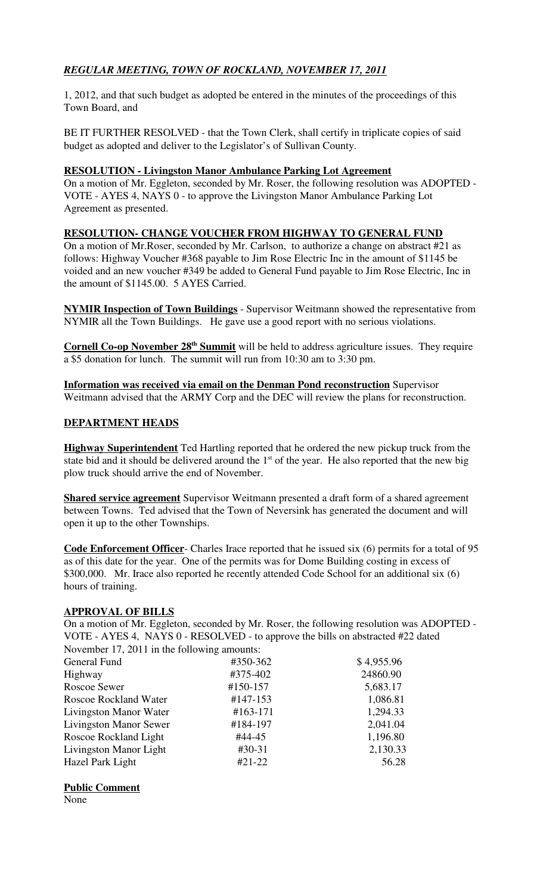***REGULAR MEETING, TOWN OF ROCKLAND, NOVEMBER 17, 2011***

1, 2012, and that such budget as adopted be entered in the minutes of the proceedings of this Town Board, and

BE IT FURTHER RESOLVED - that the Town Clerk, shall certify in triplicate copies of said budget as adopted and deliver to the Legislator's of Sullivan County.

**RESOLUTION - Livingston Manor Ambulance Parking Lot Agreement**

On a motion of Mr. Eggleton, seconded by Mr. Roser, the following resolution was ADOPTED - VOTE - AYES 4, NAYS 0 - to approve the Livingston Manor Ambulance Parking Lot Agreement as presented.

**RESOLUTION- CHANGE VOUCHER FROM HIGHWAY TO GENERAL FUND**

On a motion of Mr.Roser, seconded by Mr. Carlson, to authorize a change on abstract #21 as follows: Highway Voucher #368 payable to Jim Rose Electric Inc in the amount of $1145 be voided and an new voucher #349 be added to General Fund payable to Jim Rose Electric, Inc in the amount of $1145.00. 5 AYES Carried.

**NYMIR Inspection of Town Buildings** - Supervisor Weitmann showed the representative from NYMIR all the Town Buildings. He gave use a good report with no serious violations.

**Cornell Co-op November 28th Summit** will be held to address agriculture issues. They require a $5 donation for lunch. The summit will run from 10:30 am to 3:30 pm.

**Information was received via email on the Denman Pond reconstruction** Supervisor Weitmann advised that the ARMY Corp and the DEC will review the plans for reconstruction.

**DEPARTMENT HEADS**

**Highway Superintendent** Ted Hartling reported that he ordered the new pickup truck from the state bid and it should be delivered around the 1st of the year. He also reported that the new big plow truck should arrive the end of November.

**Shared service agreement** Supervisor Weitmann presented a draft form of a shared agreement between Towns. Ted advised that the Town of Neversink has generated the document and will open it up to the other Townships.

**Code Enforcement Officer**- Charles Irace reported that he issued six (6) permits for a total of 95 as of this date for the year. One of the permits was for Dome Building costing in excess of $300,000. Mr. Irace also reported he recently attended Code School for an additional six (6) hours of training.

**APPROVAL OF BILLS**

On a motion of Mr. Eggleton, seconded by Mr. Roser, the following resolution was ADOPTED - VOTE - AYES 4, NAYS 0 - RESOLVED - to approve the bills on abstracted #22 dated November 17, 2011 in the following amounts:

| | | |
|---|---|---|
| General Fund | #350-362 | $ 4,955.96 |
| Highway | #375-402 | 24860.90 |
| Roscoe Sewer | #150-157 | 5,683.17 |
| Roscoe Rockland Water | #147-153 | 1,086.81 |
| Livingston Manor Water | #163-171 | 1,294.33 |
| Livingston Manor Sewer | #184-197 | 2,041.04 |
| Roscoe Rockland Light | #44-45 | 1,196.80 |
| Livingston Manor Light | #30-31 | 2,130.33 |
| Hazel Park Light | #21-22 | 56.28 |

**Public Comment**

None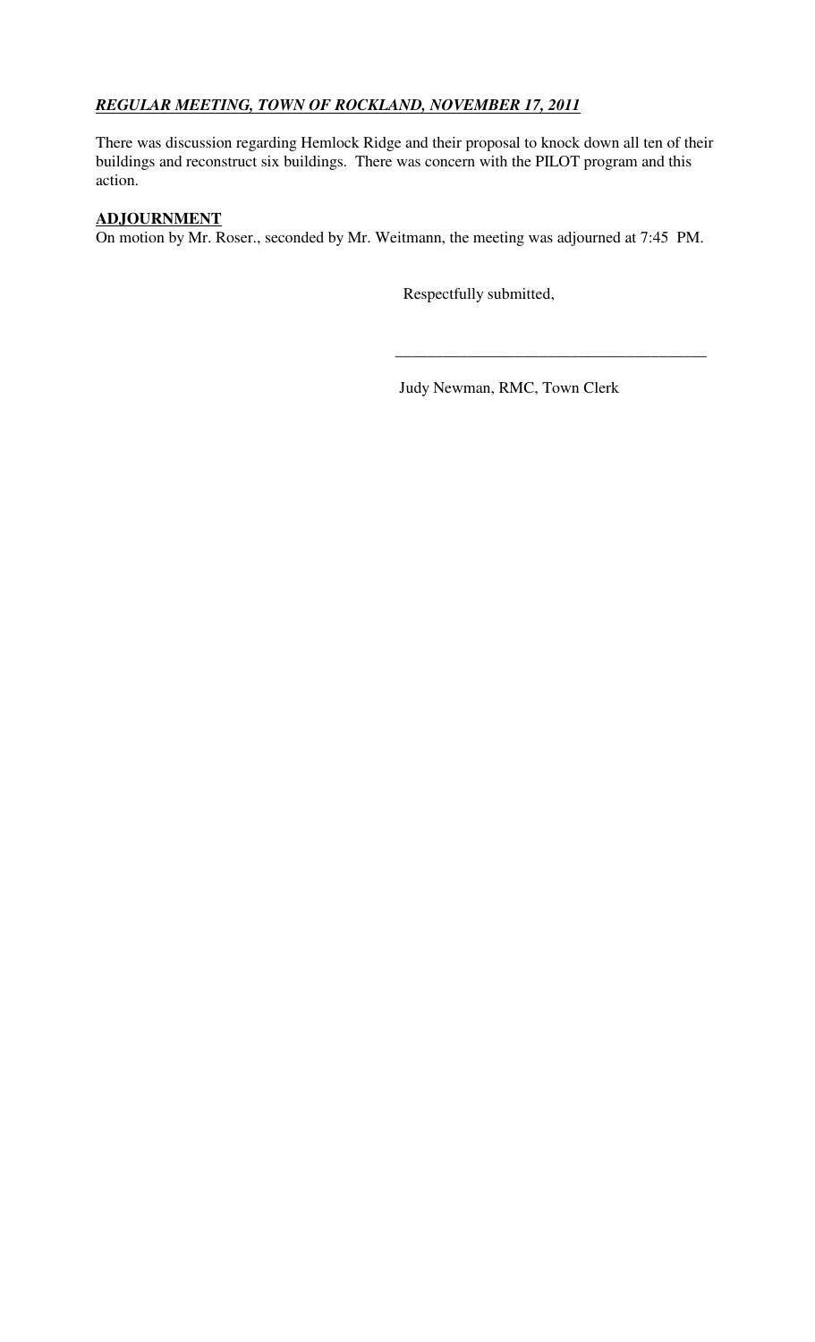***REGULAR MEETING, TOWN OF ROCKLAND, NOVEMBER 17, 2011***

There was discussion regarding Hemlock Ridge and their proposal to knock down all ten of their buildings and reconstruct six buildings. There was concern with the PILOT program and this action.

**ADJOURNMENT**

On motion by Mr. Roser., seconded by Mr. Weitmann, the meeting was adjourned at 7:45 PM.

Respectfully submitted,

\_\_\_\_\_\_\_\_\_\_\_\_\_\_\_\_\_\_\_\_\_\_\_\_\_\_\_\_\_\_\_\_\_\_\_\_\_\_\_

Judy Newman, RMC, Town Clerk